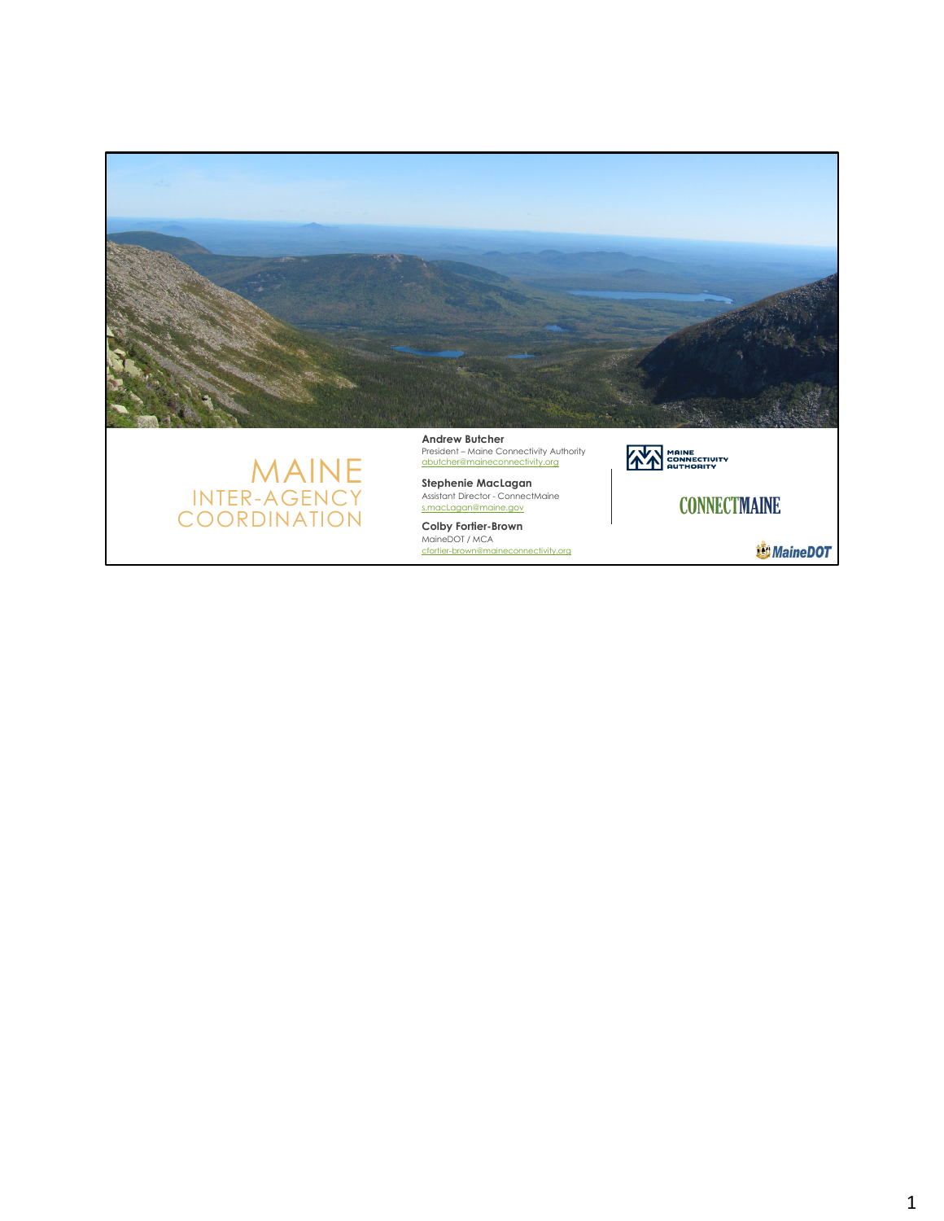# MAINE

## INTER-AGENCY COORDINATION

**Andrew Butcher**
President – Maine Connectivity Authority
abutcher@maineconnectivity.org

**Stephenie MacLagan**
Assistant Director - ConnectMaine
s.macLagon@maine.gov

**Colby Fortier-Brown**
MaineDOT / MCA
cfortier-brown@maineconnectivity.org

MAINE CONNECTIVITY AUTHORITY

CONNECTMAINE

MaineDOT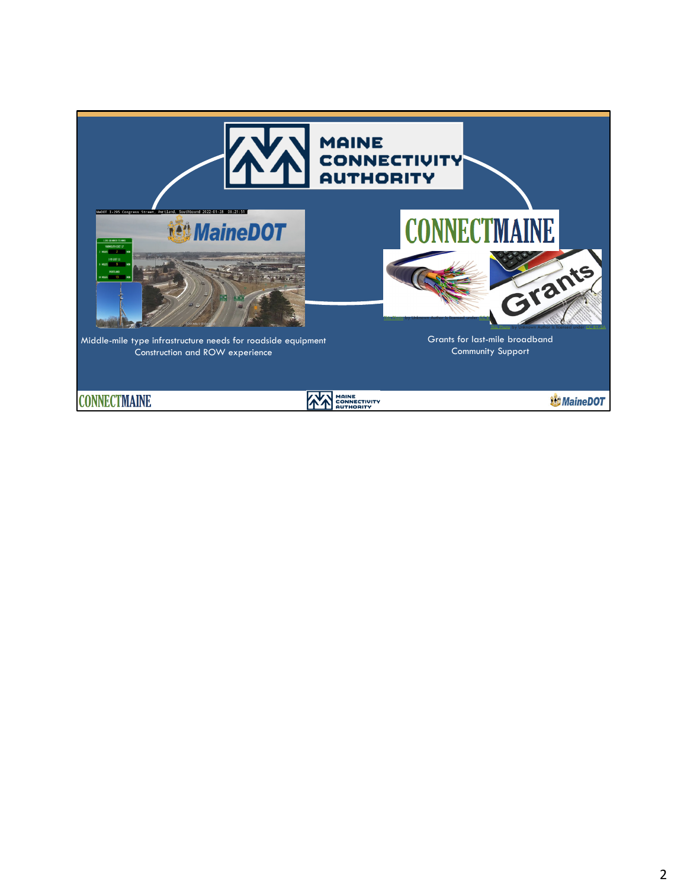MAINE CONNECTIVITY AUTHORITY

MaineDOT

CONNECTMAINE

Middle-mile type infrastructure needs for roadside equipment
Construction and ROW experience

Grants for last-mile broadband
Community Support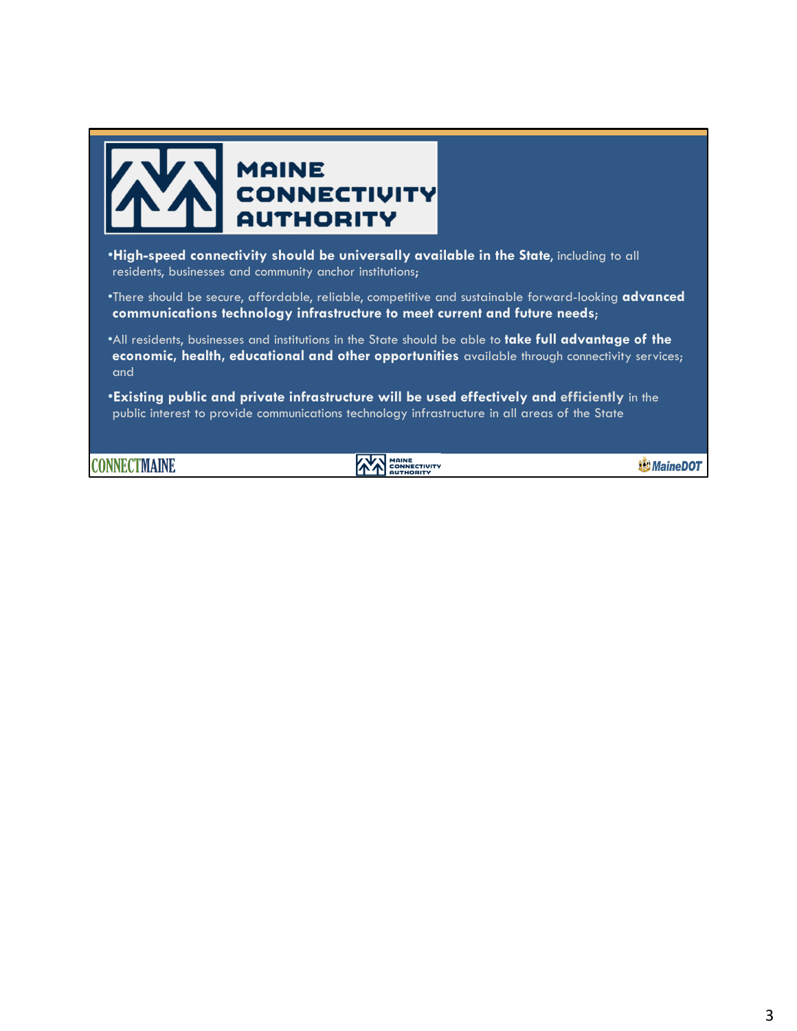# MAINE CONNECTIVITY AUTHORITY

- **High-speed connectivity should be universally available in the State**, including to all residents, businesses and community anchor institutions;
- There should be secure, affordable, reliable, competitive and sustainable forward-looking **advanced communications technology infrastructure to meet current and future needs**;
- All residents, businesses and institutions in the State should be able to **take full advantage of the economic, health, educational and other opportunities** available through connectivity services; and
- **Existing public and private infrastructure will be used effectively and efficiently** in the public interest to provide communications technology infrastructure in all areas of the State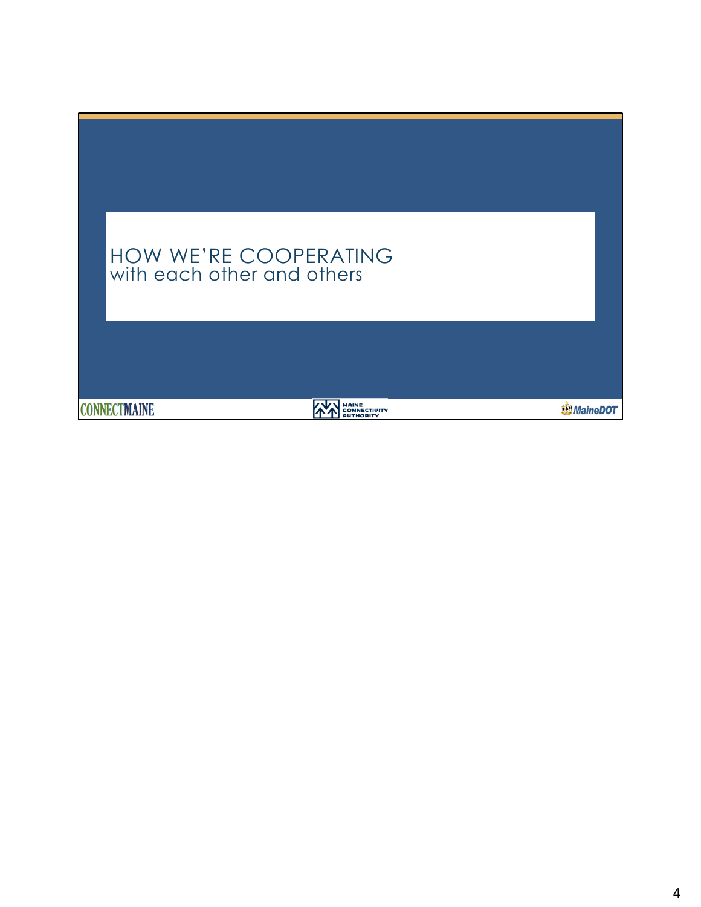# HOW WE'RE COOPERATING

with each other and others

CONNECTMAINE

MAINE CONNECTIVITY AUTHORITY

MaineDOT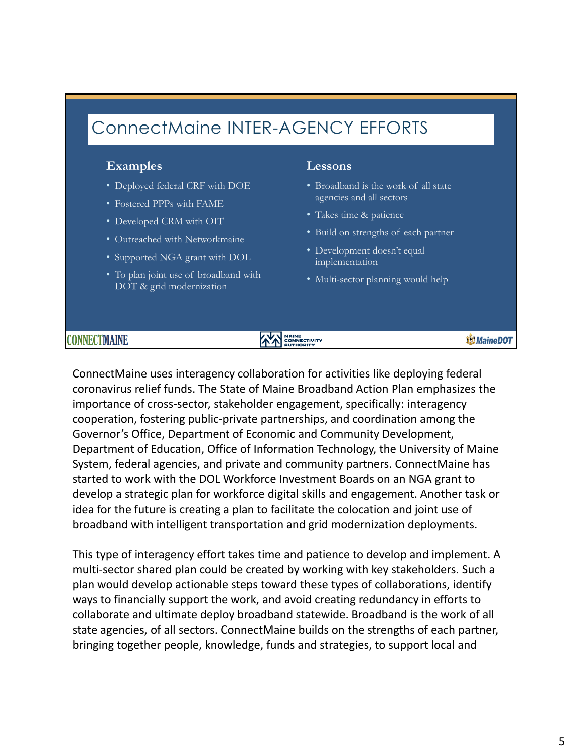# ConnectMaine INTER-AGENCY EFFORTS

**Examples**

- Deployed federal CRF with DOE
- Fostered PPPs with FAME
- Developed CRM with OIT
- Outreached with Networkmaine
- Supported NGA grant with DOL
- To plan joint use of broadband with DOT & grid modernization

**Lessons**

- Broadband is the work of all state agencies and all sectors
- Takes time & patience
- Build on strengths of each partner
- Development doesn't equal implementation
- Multi-sector planning would help

CONNECTMAINE | MAINE CONNECTIVITY AUTHORITY | MaineDOT

ConnectMaine uses interagency collaboration for activities like deploying federal coronavirus relief funds. The State of Maine Broadband Action Plan emphasizes the importance of cross-sector, stakeholder engagement, specifically: interagency cooperation, fostering public-private partnerships, and coordination among the Governor's Office, Department of Economic and Community Development, Department of Education, Office of Information Technology, the University of Maine System, federal agencies, and private and community partners. ConnectMaine has started to work with the DOL Workforce Investment Boards on an NGA grant to develop a strategic plan for workforce digital skills and engagement. Another task or idea for the future is creating a plan to facilitate the colocation and joint use of broadband with intelligent transportation and grid modernization deployments.

This type of interagency effort takes time and patience to develop and implement. A multi-sector shared plan could be created by working with key stakeholders. Such a plan would develop actionable steps toward these types of collaborations, identify ways to financially support the work, and avoid creating redundancy in efforts to collaborate and ultimate deploy broadband statewide. Broadband is the work of all state agencies, of all sectors. ConnectMaine builds on the strengths of each partner, bringing together people, knowledge, funds and strategies, to support local and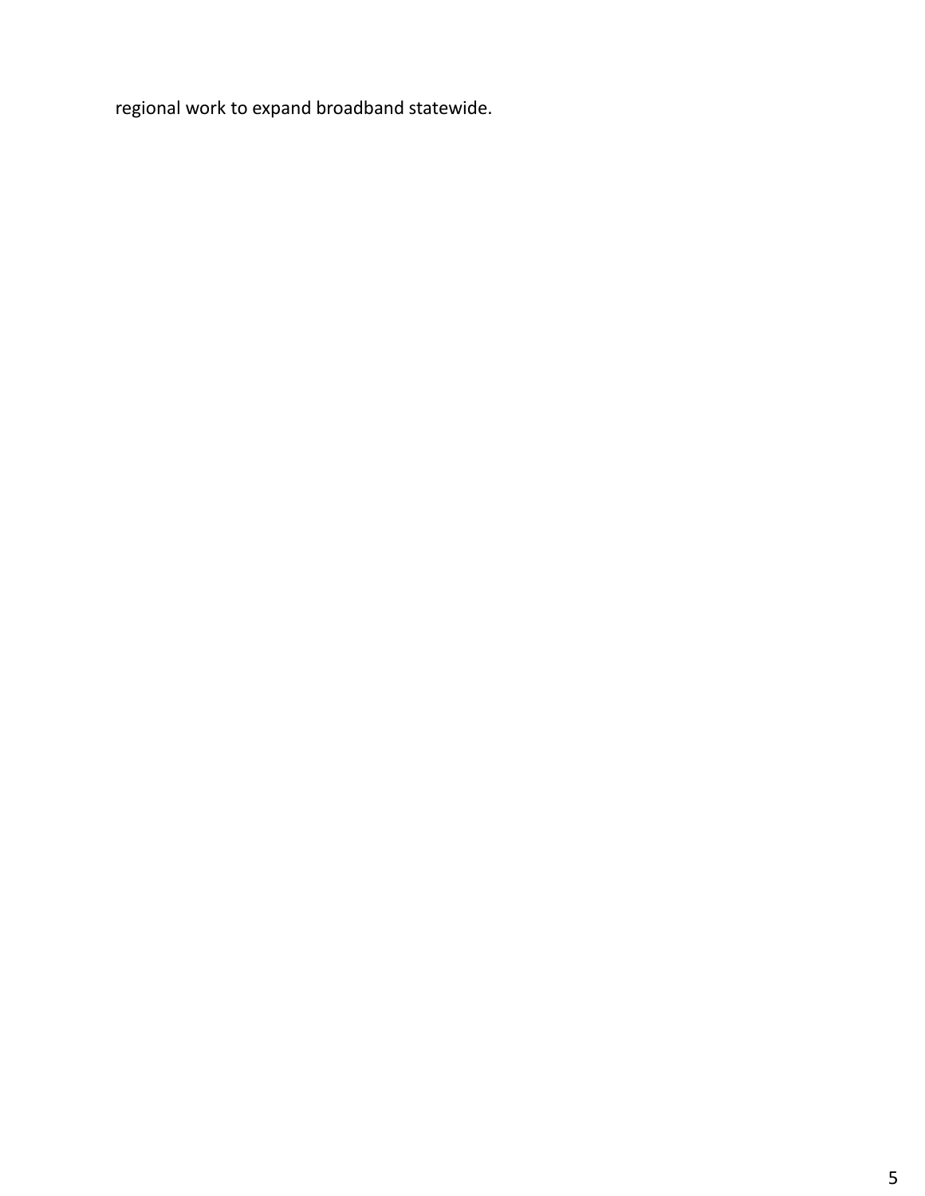regional work to expand broadband statewide.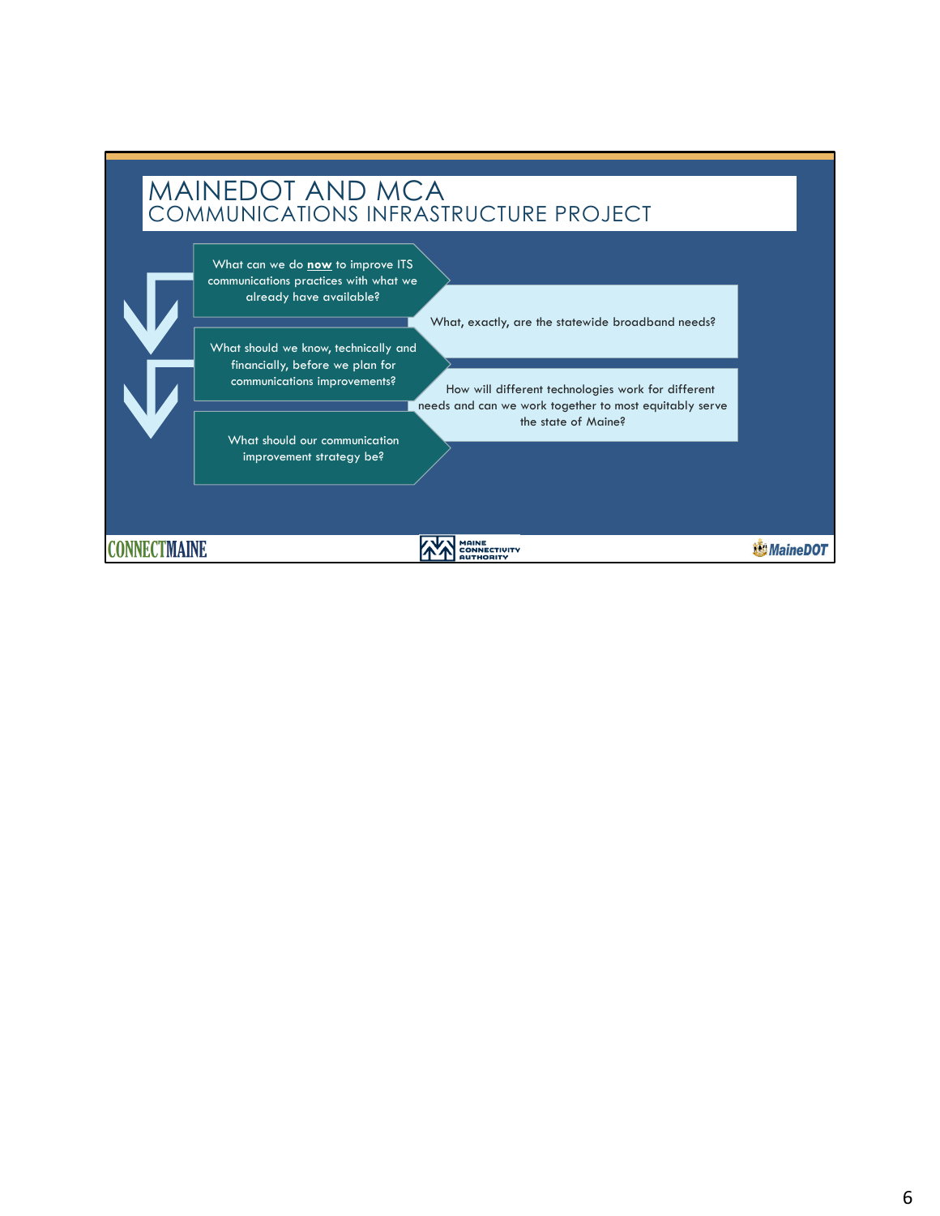# MAINEDOT AND MCA

## COMMUNICATIONS INFRASTRUCTURE PROJECT

- What can we do **now** to improve ITS communications practices with what we already have available?
- What should we know, technically and financially, before we plan for communications improvements?
- What should our communication improvement strategy be?

What, exactly, are the statewide broadband needs?

How will different technologies work for different needs and can we work together to most equitably serve the state of Maine?

CONNECTMAINE | MAINE CONNECTIVITY AUTHORITY | MaineDOT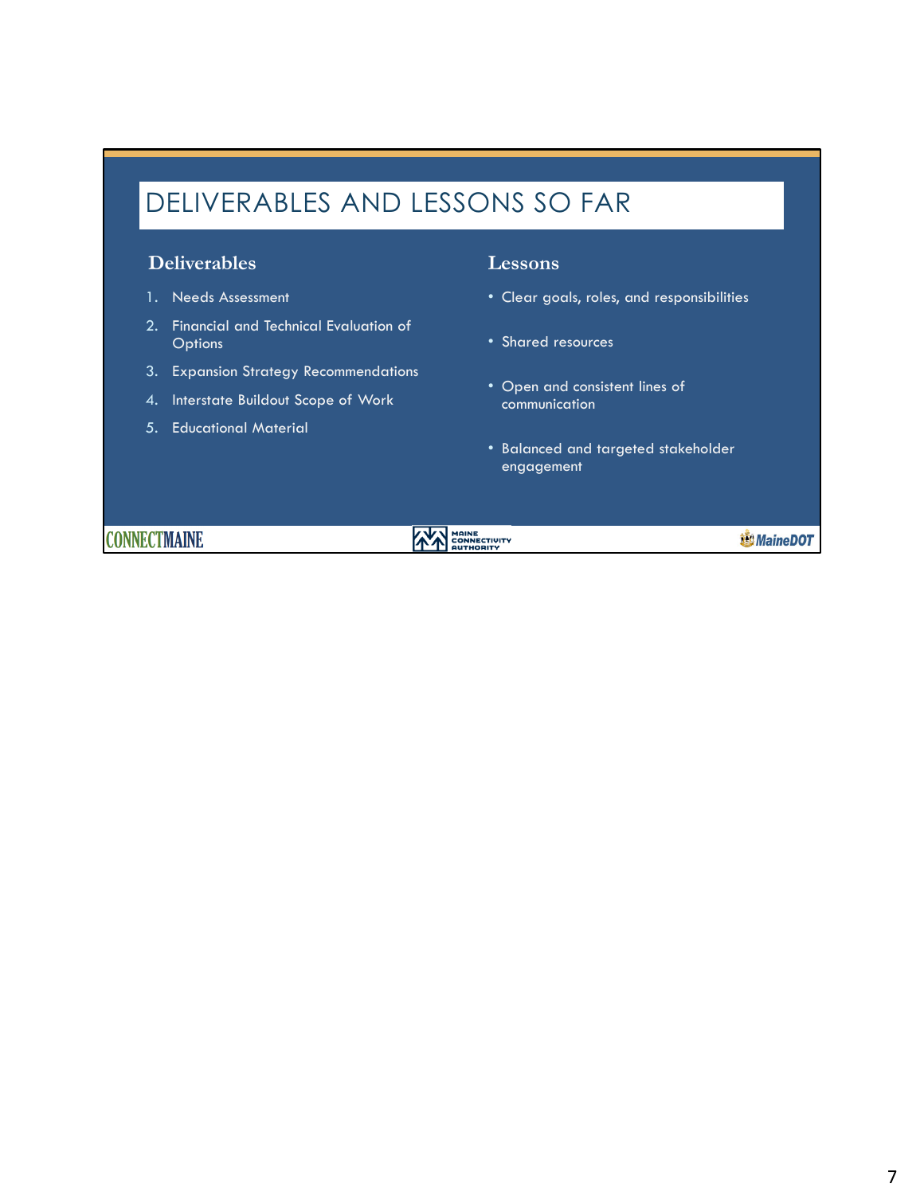# DELIVERABLES AND LESSONS SO FAR

## Deliverables

1. Needs Assessment
2. Financial and Technical Evaluation of Options
3. Expansion Strategy Recommendations
4. Interstate Buildout Scope of Work
5. Educational Material

## Lessons

- Clear goals, roles, and responsibilities
- Shared resources
- Open and consistent lines of communication
- Balanced and targeted stakeholder engagement

CONNECTMAINE

MAINE CONNECTIVITY AUTHORITY

MaineDOT